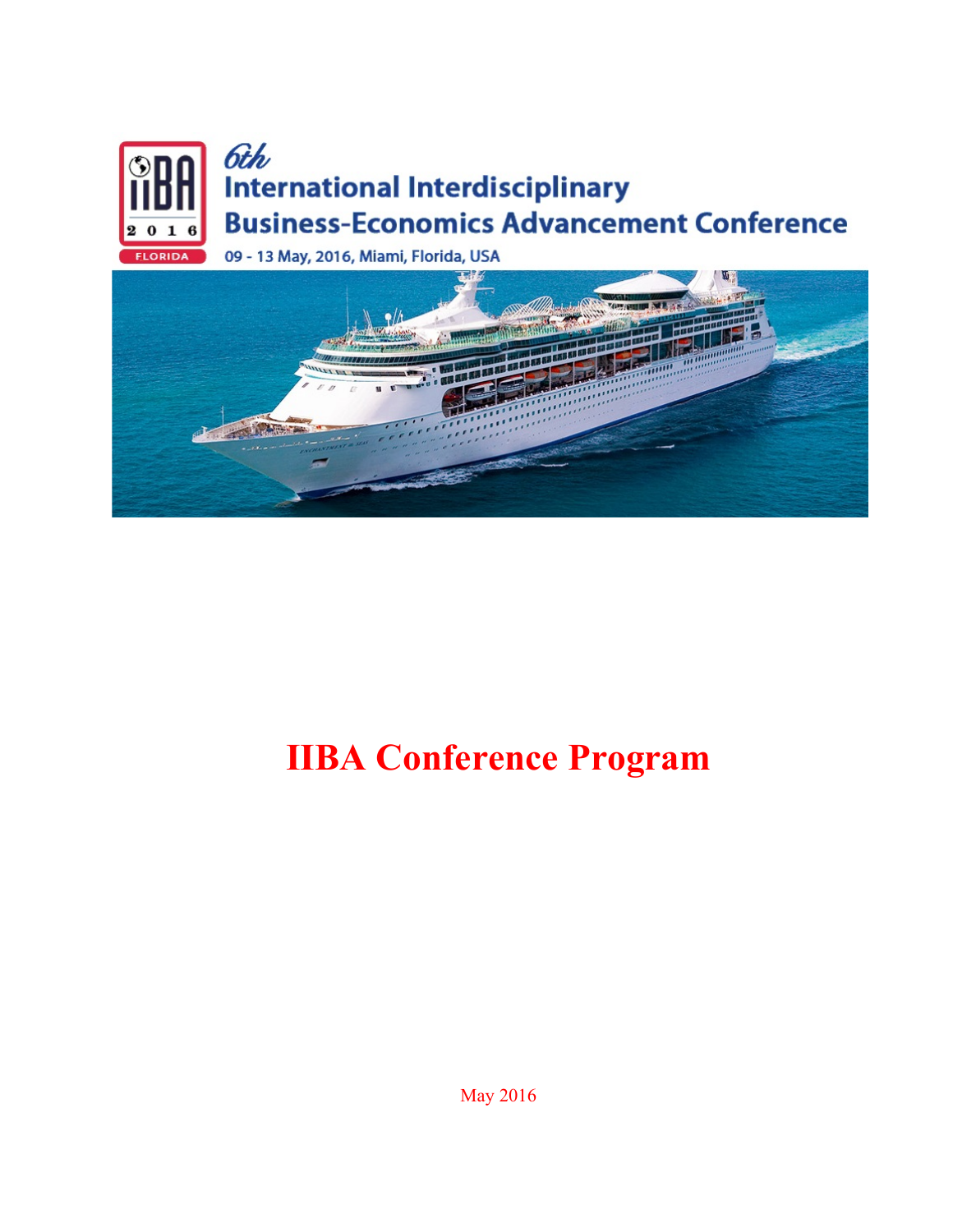6th

# International Interdisciplinary Business-Economics Advancement Conference

09 - 13 May, 2016, Miami, Florida, USA

# IIBA Conference Program

May 2016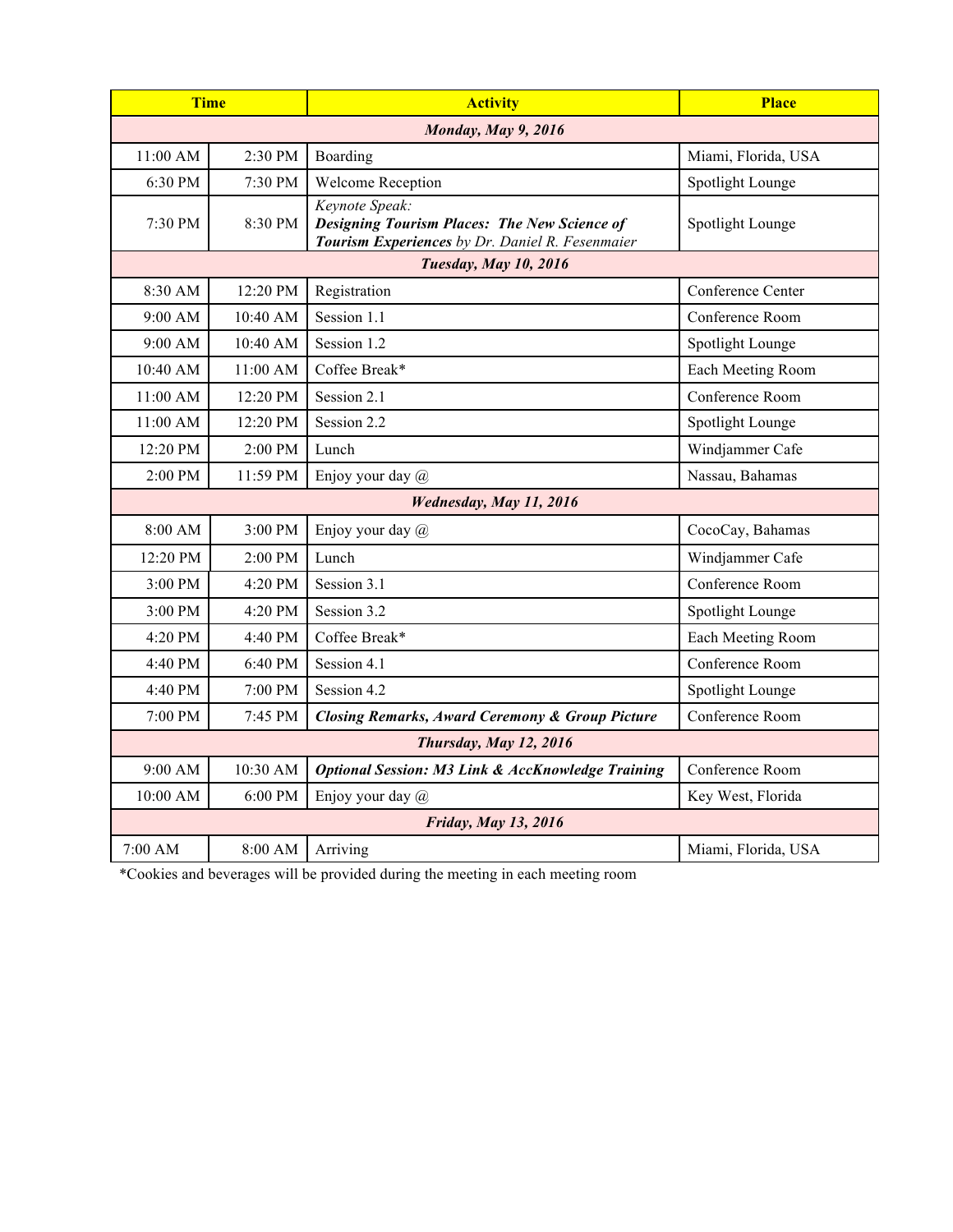| Time | | Activity | Place |
|---|---|---|---|
| | | ***Monday, May 9, 2016*** | |
| 11:00 AM | 2:30 PM | Boarding | Miami, Florida, USA |
| 6:30 PM | 7:30 PM | Welcome Reception | Spotlight Lounge |
| 7:30 PM | 8:30 PM | *Keynote Speak:* ***Designing Tourism Places: The New Science of Tourism Experiences*** *by Dr. Daniel R. Fesenmaier* | Spotlight Lounge |
| | | ***Tuesday, May 10, 2016*** | |
| 8:30 AM | 12:20 PM | Registration | Conference Center |
| 9:00 AM | 10:40 AM | Session 1.1 | Conference Room |
| 9:00 AM | 10:40 AM | Session 1.2 | Spotlight Lounge |
| 10:40 AM | 11:00 AM | Coffee Break* | Each Meeting Room |
| 11:00 AM | 12:20 PM | Session 2.1 | Conference Room |
| 11:00 AM | 12:20 PM | Session 2.2 | Spotlight Lounge |
| 12:20 PM | 2:00 PM | Lunch | Windjammer Cafe |
| 2:00 PM | 11:59 PM | Enjoy your day @ | Nassau, Bahamas |
| | | ***Wednesday, May 11, 2016*** | |
| 8:00 AM | 3:00 PM | Enjoy your day @ | CocoCay, Bahamas |
| 12:20 PM | 2:00 PM | Lunch | Windjammer Cafe |
| 3:00 PM | 4:20 PM | Session 3.1 | Conference Room |
| 3:00 PM | 4:20 PM | Session 3.2 | Spotlight Lounge |
| 4:20 PM | 4:40 PM | Coffee Break* | Each Meeting Room |
| 4:40 PM | 6:40 PM | Session 4.1 | Conference Room |
| 4:40 PM | 7:00 PM | Session 4.2 | Spotlight Lounge |
| 7:00 PM | 7:45 PM | ***Closing Remarks, Award Ceremony & Group Picture*** | Conference Room |
| | | ***Thursday, May 12, 2016*** | |
| 9:00 AM | 10:30 AM | ***Optional Session: M3 Link & AccKnowledge Training*** | Conference Room |
| 10:00 AM | 6:00 PM | Enjoy your day @ | Key West, Florida |
| | | ***Friday, May 13, 2016*** | |
| 7:00 AM | 8:00 AM | Arriving | Miami, Florida, USA |

*Cookies and beverages will be provided during the meeting in each meeting room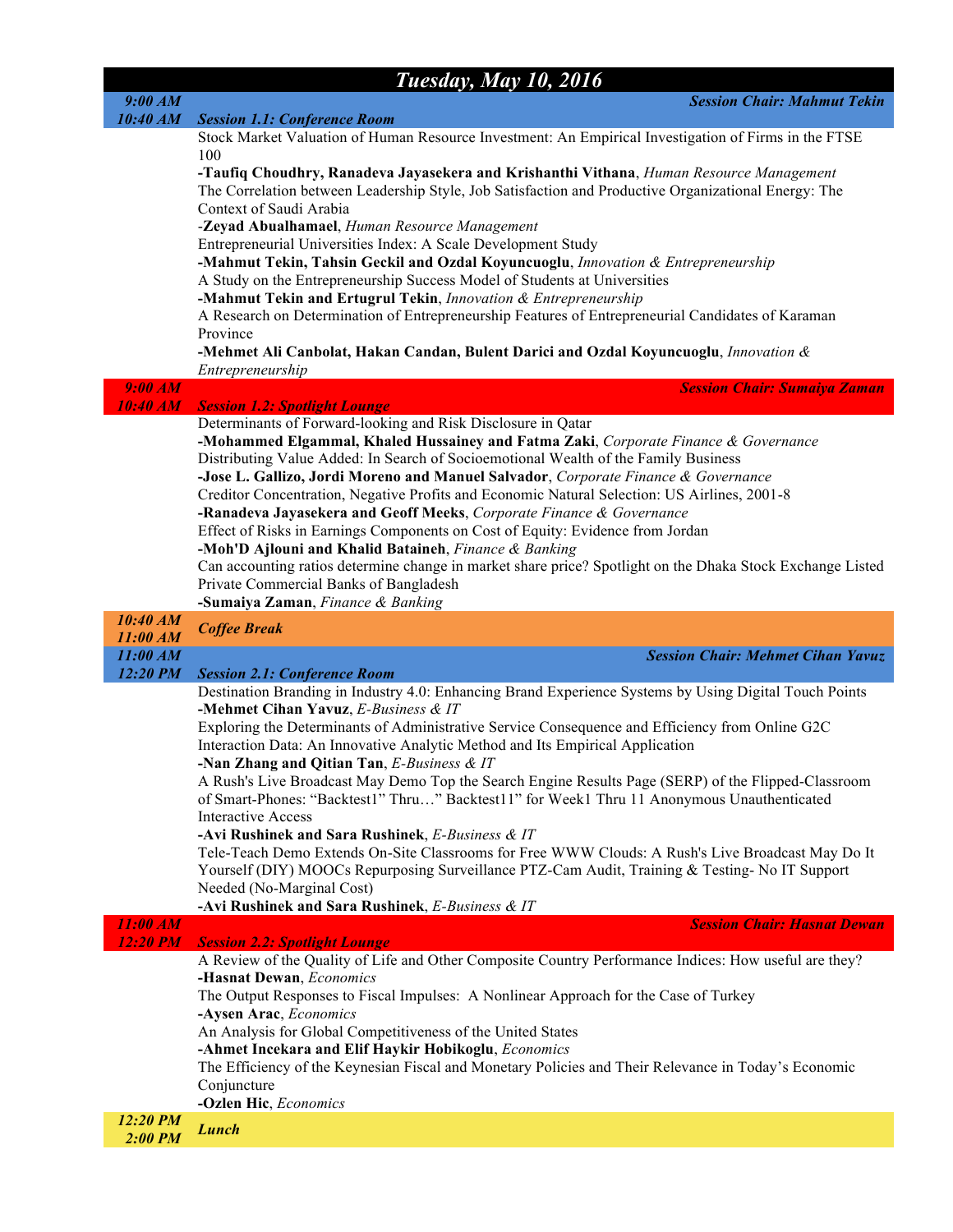## *Tuesday, May 10, 2016*

***9:00 AM – 10:40 AM*** | ***Session 1.1: Conference Room*** | ***Session Chair: Mahmut Tekin***

Stock Market Valuation of Human Resource Investment: An Empirical Investigation of Firms in the FTSE 100
**-Taufiq Choudhry, Ranadeva Jayasekera and Krishanthi Vithana**, *Human Resource Management*

The Correlation between Leadership Style, Job Satisfaction and Productive Organizational Energy: The Context of Saudi Arabia
-**Zeyad Abualhamael**, *Human Resource Management*

Entrepreneurial Universities Index: A Scale Development Study
**-Mahmut Tekin, Tahsin Geckil and Ozdal Koyuncuoglu**, *Innovation & Entrepreneurship*

A Study on the Entrepreneurship Success Model of Students at Universities
**-Mahmut Tekin and Ertugrul Tekin**, *Innovation & Entrepreneurship*

A Research on Determination of Entrepreneurship Features of Entrepreneurial Candidates of Karaman Province
**-Mehmet Ali Canbolat, Hakan Candan, Bulent Darici and Ozdal Koyuncuoglu**, *Innovation & Entrepreneurship*

***9:00 AM – 10:40 AM*** | ***Session 1.2: Spotlight Lounge*** | ***Session Chair: Sumaiya Zaman***

Determinants of Forward-looking and Risk Disclosure in Qatar
**-Mohammed Elgammal, Khaled Hussainey and Fatma Zaki**, *Corporate Finance & Governance*

Distributing Value Added: In Search of Socioemotional Wealth of the Family Business
**-Jose L. Gallizo, Jordi Moreno and Manuel Salvador**, *Corporate Finance & Governance*

Creditor Concentration, Negative Profits and Economic Natural Selection: US Airlines, 2001-8
**-Ranadeva Jayasekera and Geoff Meeks**, *Corporate Finance & Governance*

Effect of Risks in Earnings Components on Cost of Equity: Evidence from Jordan
**-Moh'D Ajlouni and Khalid Bataineh**, *Finance & Banking*

Can accounting ratios determine change in market share price? Spotlight on the Dhaka Stock Exchange Listed Private Commercial Banks of Bangladesh
**-Sumaiya Zaman**, *Finance & Banking*

***10:40 AM – 11:00 AM*** | ***Coffee Break***

***11:00 AM – 12:20 PM*** | ***Session 2.1: Conference Room*** | ***Session Chair: Mehmet Cihan Yavuz***

Destination Branding in Industry 4.0: Enhancing Brand Experience Systems by Using Digital Touch Points
**-Mehmet Cihan Yavuz**, *E-Business & IT*

Exploring the Determinants of Administrative Service Consequence and Efficiency from Online G2C Interaction Data: An Innovative Analytic Method and Its Empirical Application
**-Nan Zhang and Qitian Tan**, *E-Business & IT*

A Rush's Live Broadcast May Demo Top the Search Engine Results Page (SERP) of the Flipped-Classroom of Smart-Phones: "Backtest1" Thru…" Backtest11" for Week1 Thru 11 Anonymous Unauthenticated Interactive Access
**-Avi Rushinek and Sara Rushinek**, *E-Business & IT*

Tele-Teach Demo Extends On-Site Classrooms for Free WWW Clouds: A Rush's Live Broadcast May Do It Yourself (DIY) MOOCs Repurposing Surveillance PTZ-Cam Audit, Training & Testing- No IT Support Needed (No-Marginal Cost)
**-Avi Rushinek and Sara Rushinek**, *E-Business & IT*

***11:00 AM – 12:20 PM*** | ***Session 2.2: Spotlight Lounge*** | ***Session Chair: Hasnat Dewan***

A Review of the Quality of Life and Other Composite Country Performance Indices: How useful are they?
**-Hasnat Dewan**, *Economics*

The Output Responses to Fiscal Impulses: A Nonlinear Approach for the Case of Turkey
**-Aysen Arac**, *Economics*

An Analysis for Global Competitiveness of the United States
**-Ahmet Incekara and Elif Haykir Hobikoglu**, *Economics*

The Efficiency of the Keynesian Fiscal and Monetary Policies and Their Relevance in Today's Economic Conjuncture
**-Ozlen Hic**, *Economics*

***12:20 PM – 2:00 PM*** | ***Lunch***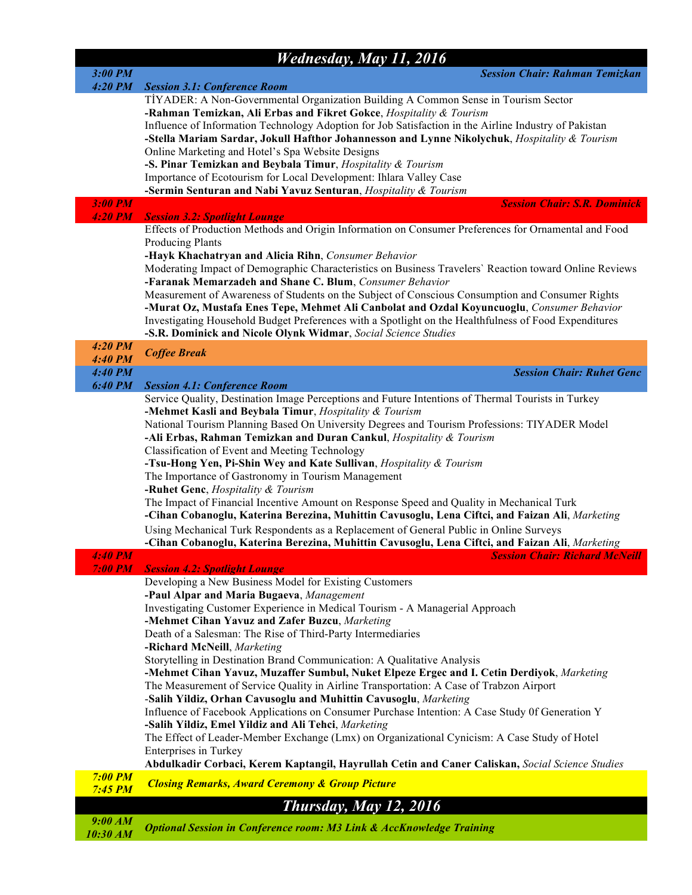## *Wednesday, May 11, 2016*

**3:00 PM – 4:20 PM** — ***Session 3.1: Conference Room*** — ***Session Chair: Rahman Temizkan***

TİYADER: A Non-Governmental Organization Building A Common Sense in Tourism Sector
**-Rahman Temizkan, Ali Erbas and Fikret Gokce**, *Hospitality & Tourism*

Influence of Information Technology Adoption for Job Satisfaction in the Airline Industry of Pakistan
**-Stella Mariam Sardar, Jokull Hafthor Johannesson and Lynne Nikolychuk**, *Hospitality & Tourism*

Online Marketing and Hotel's Spa Website Designs
**-S. Pinar Temizkan and Beybala Timur**, *Hospitality & Tourism*

Importance of Ecotourism for Local Development: Ihlara Valley Case
**-Sermin Senturan and Nabi Yavuz Senturan**, *Hospitality & Tourism*

**3:00 PM – 4:20 PM** — ***Session 3.2: Spotlight Lounge*** — ***Session Chair: S.R. Dominick***

Effects of Production Methods and Origin Information on Consumer Preferences for Ornamental and Food Producing Plants
**-Hayk Khachatryan and Alicia Rihn**, *Consumer Behavior*

Moderating Impact of Demographic Characteristics on Business Travelers` Reaction toward Online Reviews
**-Faranak Memarzadeh and Shane C. Blum**, *Consumer Behavior*

Measurement of Awareness of Students on the Subject of Conscious Consumption and Consumer Rights
**-Murat Oz, Mustafa Enes Tepe, Mehmet Ali Canbolat and Ozdal Koyuncuoglu**, *Consumer Behavior*

Investigating Household Budget Preferences with a Spotlight on the Healthfulness of Food Expenditures
**-S.R. Dominick and Nicole Olynk Widmar**, *Social Science Studies*

**4:20 PM – 4:40 PM** — ***Coffee Break***

**4:40 PM – 6:40 PM** — ***Session 4.1: Conference Room*** — ***Session Chair: Ruhet Genc***

Service Quality, Destination Image Perceptions and Future Intentions of Thermal Tourists in Turkey
**-Mehmet Kasli and Beybala Timur**, *Hospitality & Tourism*

National Tourism Planning Based On University Degrees and Tourism Professions: TIYADER Model
**-Ali Erbas, Rahman Temizkan and Duran Cankul**, *Hospitality & Tourism*

Classification of Event and Meeting Technology
**-Tsu-Hong Yen, Pi-Shin Wey and Kate Sullivan**, *Hospitality & Tourism*

The Importance of Gastronomy in Tourism Management
**-Ruhet Genc**, *Hospitality & Tourism*

The Impact of Financial Incentive Amount on Response Speed and Quality in Mechanical Turk
**-Cihan Cobanoglu, Katerina Berezina, Muhittin Cavusoglu, Lena Ciftci, and Faizan Ali**, *Marketing*

Using Mechanical Turk Respondents as a Replacement of General Public in Online Surveys
**-Cihan Cobanoglu, Katerina Berezina, Muhittin Cavusoglu, Lena Ciftci, and Faizan Ali**, *Marketing*

**4:40 PM – 7:00 PM** — ***Session 4.2: Spotlight Lounge*** — ***Session Chair: Richard McNeill***

Developing a New Business Model for Existing Customers
**-Paul Alpar and Maria Bugaeva**, *Management*

Investigating Customer Experience in Medical Tourism - A Managerial Approach
**-Mehmet Cihan Yavuz and Zafer Buzcu**, *Marketing*

Death of a Salesman: The Rise of Third-Party Intermediaries
**-Richard McNeill**, *Marketing*

Storytelling in Destination Brand Communication: A Qualitative Analysis
**-Mehmet Cihan Yavuz, Muzaffer Sumbul, Nuket Elpeze Ergec and I. Cetin Derdiyok**, *Marketing*

The Measurement of Service Quality in Airline Transportation: A Case of Trabzon Airport
-**Salih Yildiz, Orhan Cavusoglu and Muhittin Cavusoglu**, *Marketing*

Influence of Facebook Applications on Consumer Purchase Intention: A Case Study 0f Generation Y
**-Salih Yildiz, Emel Yildiz and Ali Tehci**, *Marketing*

The Effect of Leader-Member Exchange (Lmx) on Organizational Cynicism: A Case Study of Hotel Enterprises in Turkey
**Abdulkadir Corbaci, Kerem Kaptangil, Hayrullah Cetin and Caner Caliskan,** *Social Science Studies*

**7:00 PM – 7:45 PM** — ***Closing Remarks, Award Ceremony & Group Picture***

## *Thursday, May 12, 2016*

**9:00 AM – 10:30 AM** — ***Optional Session in Conference room: M3 Link & AccKnowledge Training***